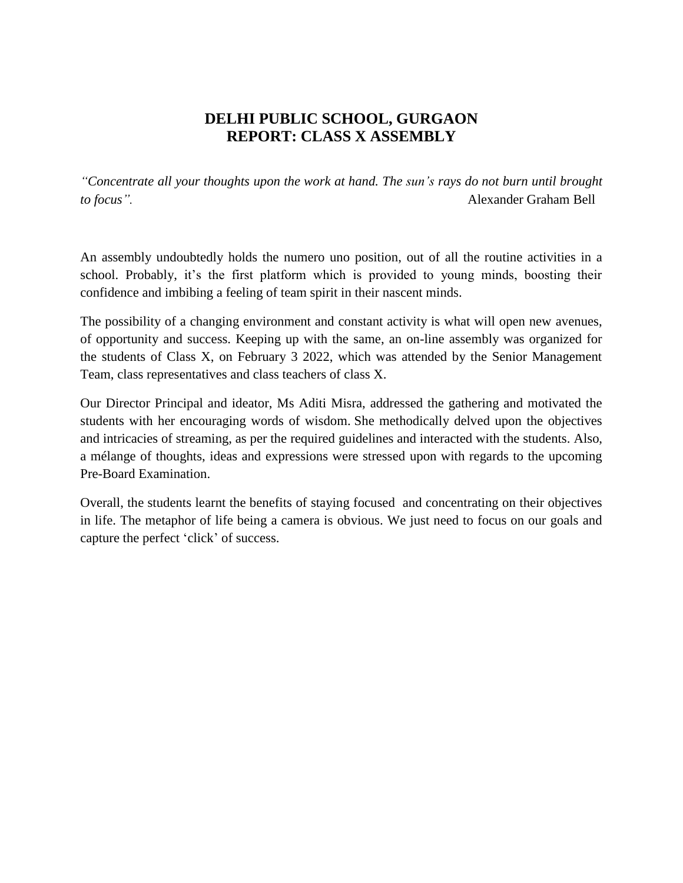# DELHI PUBLIC SCHOOL, GURGAON
## REPORT: CLASS X ASSEMBLY

*"Concentrate all your thoughts upon the work at hand. The sun's rays do not burn until brought to focus".* Alexander Graham Bell

An assembly undoubtedly holds the numero uno position, out of all the routine activities in a school. Probably, it's the first platform which is provided to young minds, boosting their confidence and imbibing a feeling of team spirit in their nascent minds.

The possibility of a changing environment and constant activity is what will open new avenues, of opportunity and success. Keeping up with the same, an on-line assembly was organized for the students of Class X, on February 3 2022, which was attended by the Senior Management Team, class representatives and class teachers of class X.

Our Director Principal and ideator, Ms Aditi Misra, addressed the gathering and motivated the students with her encouraging words of wisdom. She methodically delved upon the objectives and intricacies of streaming, as per the required guidelines and interacted with the students. Also, a mélange of thoughts, ideas and expressions were stressed upon with regards to the upcoming Pre-Board Examination.

Overall, the students learnt the benefits of staying focused and concentrating on their objectives in life. The metaphor of life being a camera is obvious. We just need to focus on our goals and capture the perfect 'click' of success.